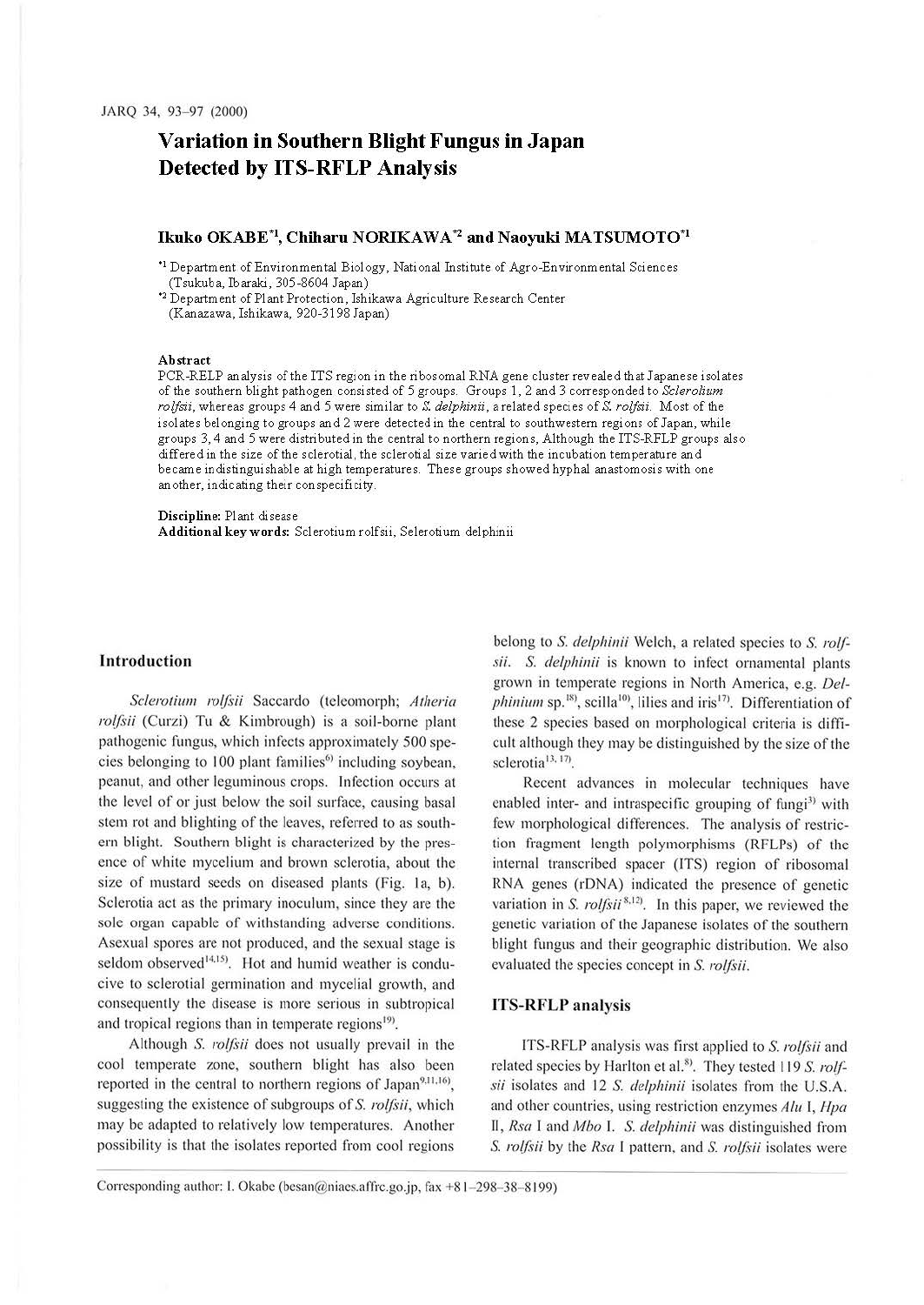# Variation in Southern Blight Fungus in Japan Detected by ITS-RFLP Analysis

**Ikuko OKABE[*1], Chiharu NORIKAWA[*2] and Naoyuki MATSUMOTO[*1]**

[*1] Department of Environmental Biology, National Institute of Agro-Environmental Sciences (Tsukuba, Ibaraki, 305-8604 Japan)

[*2] Department of Plant Protection, Ishikawa Agriculture Research Center (Kanazawa, Ishikawa, 920-3198 Japan)

### Abstract

PCR-RELP analysis of the ITS region in the ribosomal RNA gene cluster revealed that Japanese isolates of the southern blight pathogen consisted of 5 groups. Groups 1, 2 and 3 corresponded to *Sclerolium rolfsii*, whereas groups 4 and 5 were similar to *S. delphinii*, a related species of *S. rolfsii*. Most of the isolates belonging to groups and 2 were detected in the central to southwestern regions of Japan, while groups 3, 4 and 5 were distributed in the central to northern regions, Although the ITS-RFLP groups also differed in the size of the sclerotial, the sclerotial size varied with the incubation temperature and became indistinguishable at high temperatures. These groups showed hyphal anastomosis with one another, indicating their conspecificity.

**Discipline:** Plant disease
**Additional key words:** Sclerotium rolfsii, Selerotium delphinii

## Introduction

*Sclerotium rolfsii* Saccardo (teleomorph; *Atheria rolfsii* (Curzi) Tu & Kimbrough) is a soil-borne plant pathogenic fungus, which infects approximately 500 species belonging to 100 plant families[6] including soybean, peanut, and other leguminous crops. Infection occurs at the level of or just below the soil surface, causing basal stem rot and blighting of the leaves, referred to as southern blight. Southern blight is characterized by the presence of white mycelium and brown sclerotia, about the size of mustard seeds on diseased plants (Fig. 1a, b). Sclerotia act as the primary inoculum, since they are the sole organ capable of withstanding adverse conditions. Asexual spores are not produced, and the sexual stage is seldom observed[14,15]. Hot and humid weather is conducive to sclerotial germination and mycelial growth, and consequently the disease is more serious in subtropical and tropical regions than in temperate regions[19].

Although *S. rolfsii* does not usually prevail in the cool temperate zone, southern blight has also been reported in the central to northern regions of Japan[9,11,16], suggesting the existence of subgroups of *S. rolfsii*, which may be adapted to relatively low temperatures. Another possibility is that the isolates reported from cool regions belong to *S. delphinii* Welch, a related species to *S. rolfsii*. *S. delphinii* is known to infect ornamental plants grown in temperate regions in North America, e.g. *Delphinium* sp.[18], scilla[10], lilies and iris[17]. Differentiation of these 2 species based on morphological criteria is difficult although they may be distinguished by the size of the sclerotia[13,17].

Recent advances in molecular techniques have enabled inter- and intraspecific grouping of fungi[3] with few morphological differences. The analysis of restriction fragment length polymorphisms (RFLPs) of the internal transcribed spacer (ITS) region of ribosomal RNA genes (rDNA) indicated the presence of genetic variation in *S. rolfsii*[8,12]. In this paper, we reviewed the genetic variation of the Japanese isolates of the southern blight fungus and their geographic distribution. We also evaluated the species concept in *S. rolfsii*.

## ITS-RFLP analysis

ITS-RFLP analysis was first applied to *S. rolfsii* and related species by Harlton et al.[8]. They tested 119 *S. rolfsii* isolates and 12 *S. delphinii* isolates from the U.S.A. and other countries, using restriction enzymes *Alu* I, *Hpa* II, *Rsa* I and *Mbo* I. *S. delphinii* was distinguished from *S. rolfsii* by the *Rsa* I pattern, and *S. rolfsii* isolates were

Corresponding author: I. Okabe (besan@niaes.affrc.go.jp, fax +81-298-38-8199)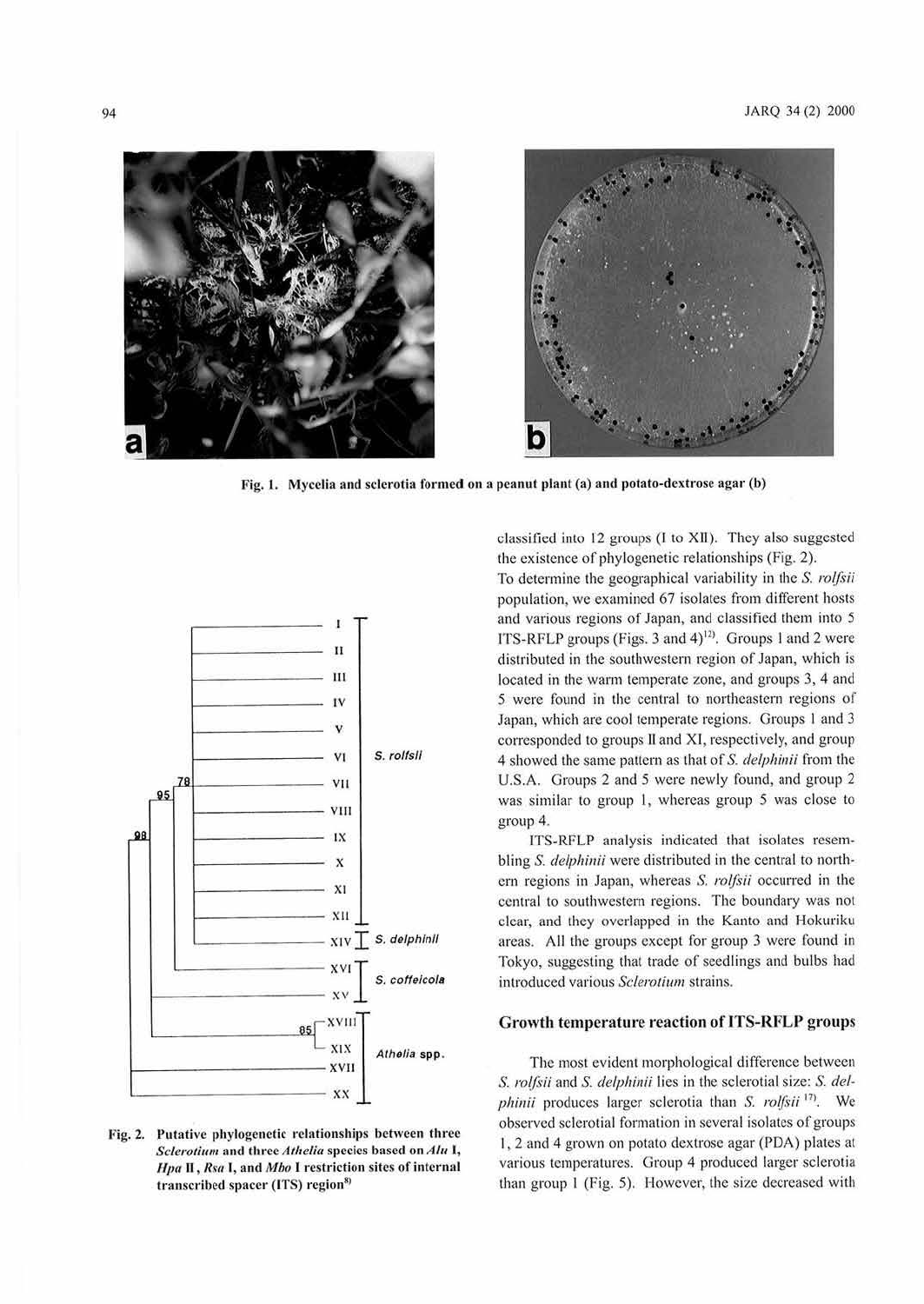Fig. 1. Mycelia and sclerotia formed on a peanut plant (a) and potato-dextrose agar (b)

Fig. 2. Putative phylogenetic relationships between three *Sclerotium* and three *Athelia* species based on *Alu* I, *Hpa* II, *Rsa* I, and *Mbo* I restriction sites of internal transcribed spacer (ITS) region[8)]

classified into 12 groups (I to XII). They also suggested the existence of phylogenetic relationships (Fig. 2).

To determine the geographical variability in the *S. rolfsii* population, we examined 67 isolates from different hosts and various regions of Japan, and classified them into 5 ITS-RFLP groups (Figs. 3 and 4)[12)]. Groups 1 and 2 were distributed in the southwestern region of Japan, which is located in the warm temperate zone, and groups 3, 4 and 5 were found in the central to northeastern regions of Japan, which are cool temperate regions. Groups 1 and 3 corresponded to groups II and XI, respectively, and group 4 showed the same pattern as that of *S. delphinii* from the U.S.A. Groups 2 and 5 were newly found, and group 2 was similar to group 1, whereas group 5 was close to group 4.

ITS-RFLP analysis indicated that isolates resembling *S. delphinii* were distributed in the central to northern regions in Japan, whereas *S. rolfsii* occurred in the central to southwestern regions. The boundary was not clear, and they overlapped in the Kanto and Hokuriku areas. All the groups except for group 3 were found in Tokyo, suggesting that trade of seedlings and bulbs had introduced various *Sclerotium* strains.

## Growth temperature reaction of ITS-RFLP groups

The most evident morphological difference between *S. rolfsii* and *S. delphinii* lies in the sclerotial size: *S. delphinii* produces larger sclerotia than *S. rolfsii*[17)]. We observed sclerotial formation in several isolates of groups 1, 2 and 4 grown on potato dextrose agar (PDA) plates at various temperatures. Group 4 produced larger sclerotia than group 1 (Fig. 5). However, the size decreased with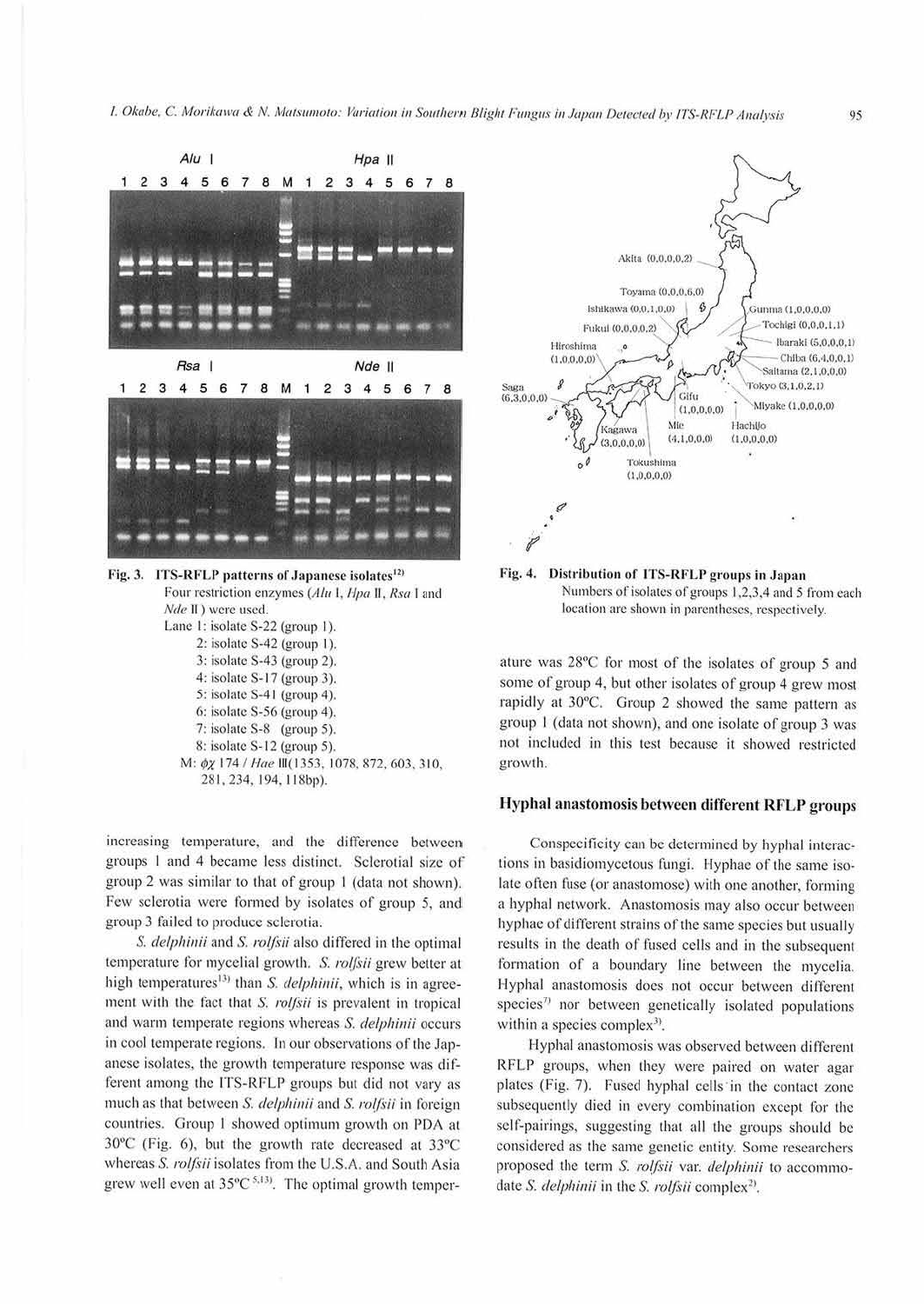Fig. 3. ITS-RFLP patterns of Japanese isolates[12]
Four restriction enzymes (*Alu* I, *Hpa* II, *Rsa* I and *Nde* II) were used.
Lane 1: isolate S-22 (group 1).
2: isolate S-42 (group 1).
3: isolate S-43 (group 2).
4: isolate S-17 (group 3).
5: isolate S-41 (group 4).
6: isolate S-56 (group 4).
7: isolate S-8 (group 5).
8: isolate S-12 (group 5).
M: $\phi\chi$ 174 / *Hae* III(1353, 1078, 872, 603, 310, 281, 234, 194, 118bp).

Fig. 4. Distribution of ITS-RFLP groups in Japan
Numbers of isolates of groups 1,2,3,4 and 5 from each location are shown in parentheses, respectively.

increasing temperature, and the difference between groups 1 and 4 became less distinct. Sclerotial size of group 2 was similar to that of group 1 (data not shown). Few sclerotia were formed by isolates of group 5, and group 3 failed to produce sclerotia.

*S. delphinii* and *S. rolfsii* also differed in the optimal temperature for mycelial growth. *S. rolfsii* grew better at high temperatures[13] than *S. delphinii*, which is in agreement with the fact that *S. rolfsii* is prevalent in tropical and warm temperate regions whereas *S. delphinii* occurs in cool temperate regions. In our observations of the Japanese isolates, the growth temperature response was different among the ITS-RFLP groups but did not vary as much as that between *S. delphinii* and *S. rolfsii* in foreign countries. Group 1 showed optimum growth on PDA at 30°C (Fig. 6), but the growth rate decreased at 33°C whereas *S. rolfsii* isolates from the U.S.A. and South Asia grew well even at 35°C[5,13]. The optimal growth temperature was 28°C for most of the isolates of group 5 and some of group 4, but other isolates of group 4 grew most rapidly at 30°C. Group 2 showed the same pattern as group 1 (data not shown), and one isolate of group 3 was not included in this test because it showed restricted growth.

## Hyphal anastomosis between different RFLP groups

Conspecificity can be determined by hyphal interactions in basidiomycetous fungi. Hyphae of the same isolate often fuse (or anastomose) with one another, forming a hyphal network. Anastomosis may also occur between hyphae of different strains of the same species but usually results in the death of fused cells and in the subsequent formation of a boundary line between the mycelia. Hyphal anastomosis does not occur between different species[7] nor between genetically isolated populations within a species complex[3].

Hyphal anastomosis was observed between different RFLP groups, when they were paired on water agar plates (Fig. 7). Fused hyphal cells in the contact zone subsequently died in every combination except for the self-pairings, suggesting that all the groups should be considered as the same genetic entity. Some researchers proposed the term *S. rolfsii* var. *delphinii* to accommodate *S. delphinii* in the *S. rolfsii* complex[2].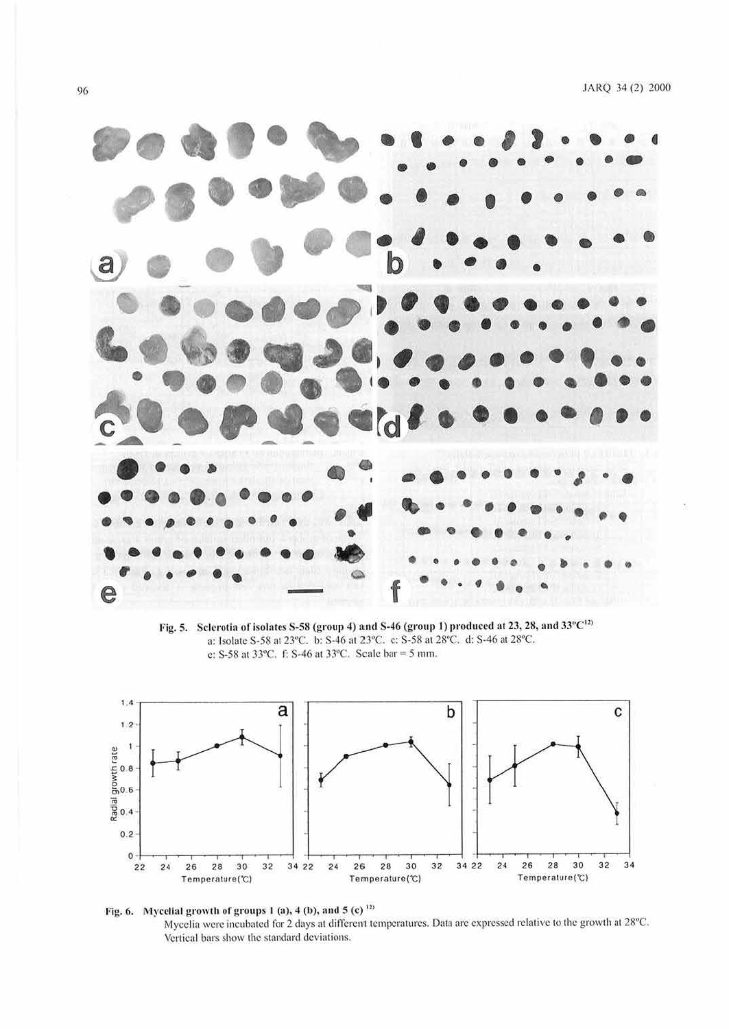Fig. 5. Sclerotia of isolates S-58 (group 4) and S-46 (group 1) produced at 23, 28, and 33°C[12]
a: Isolate S-58 at 23°C. b: S-46 at 23°C. c: S-58 at 28°C. d: S-46 at 28°C.
e: S-58 at 33°C. f: S-46 at 33°C. Scale bar = 5 mm.

Fig. 6. Mycelial growth of groups 1 (a), 4 (b), and 5 (c) [12]
Mycelia were incubated for 2 days at different temperatures. Data are expressed relative to the growth at 28°C. Vertical bars show the standard deviations.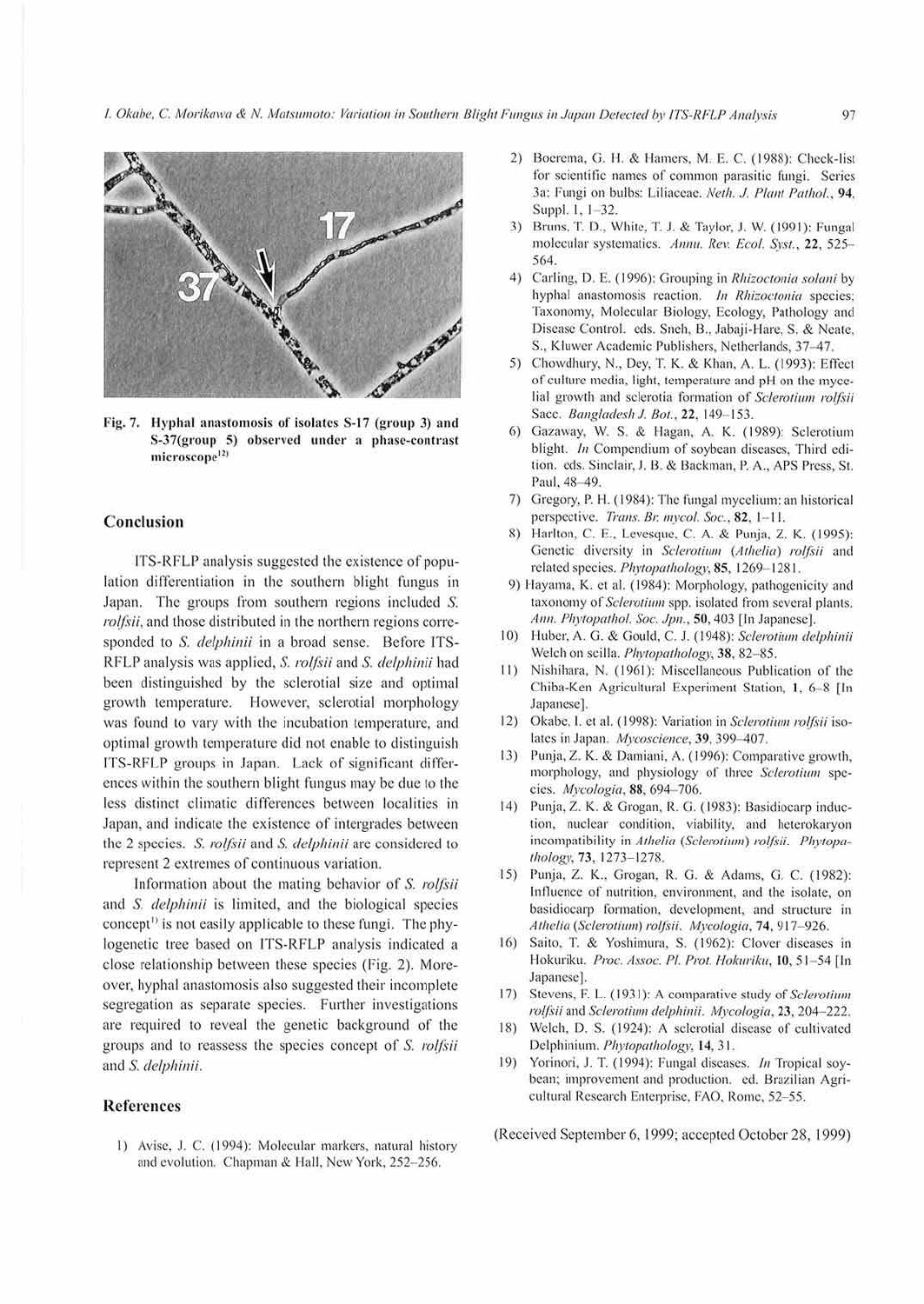Fig. 7. Hyphal anastomosis of isolates S-17 (group 3) and S-37(group 5) observed under a phase-contrast microscope[12]

## Conclusion

ITS-RFLP analysis suggested the existence of population differentiation in the southern blight fungus in Japan. The groups from southern regions included *S. rolfsii*, and those distributed in the northern regions corresponded to *S. delphinii* in a broad sense. Before ITS-RFLP analysis was applied, *S. rolfsii* and *S. delphinii* had been distinguished by the sclerotial size and optimal growth temperature. However, sclerotial morphology was found to vary with the incubation temperature, and optimal growth temperature did not enable to distinguish ITS-RFLP groups in Japan. Lack of significant differences within the southern blight fungus may be due to the less distinct climatic differences between localities in Japan, and indicate the existence of intergrades between the 2 species. *S. rolfsii* and *S. delphinii* are considered to represent 2 extremes of continuous variation.

Information about the mating behavior of *S. rolfsii* and *S. delphinii* is limited, and the biological species concept[1] is not easily applicable to these fungi. The phylogenetic tree based on ITS-RFLP analysis indicated a close relationship between these species (Fig. 2). Moreover, hyphal anastomosis also suggested their incomplete segregation as separate species. Further investigations are required to reveal the genetic background of the groups and to reassess the species concept of *S. rolfsii* and *S. delphinii*.

## References

1) Avise, J. C. (1994): Molecular markers, natural history and evolution. Chapman & Hall, New York, 252–256.
2) Boerema, G. H. & Hamers, M. E. C. (1988): Check-list for scientific names of common parasitic fungi. Series 3a: Fungi on bulbs: Liliaceae. *Neth. J. Plant Pathol.*, **94**, Suppl. 1, 1–32.
3) Bruns, T. D., White, T. J. & Taylor, J. W. (1991): Fungal molecular systematics. *Annu. Rev. Ecol. Syst.*, **22**, 525–564.
4) Carling, D. E. (1996): Grouping in *Rhizoctonia solani* by hyphal anastomosis reaction. *In Rhizoctonia* species; Taxonomy, Molecular Biology, Ecology, Pathology and Disease Control. eds. Sneh, B., Jabaji-Hare, S. & Neate, S., Kluwer Academic Publishers, Netherlands, 37–47.
5) Chowdhury, N., Dey, T. K. & Khan, A. L. (1993): Effect of culture media, light, temperature and pH on the mycelial growth and sclerotia formation of *Sclerotium rolfsii* Sacc. *Bangladesh J. Bot.*, **22**, 149–153.
6) Gazaway, W. S. & Hagan, A. K. (1989): Sclerotium blight. *In* Compendium of soybean diseases, Third edition. eds. Sinclair, J. B. & Backman, P. A., APS Press, St. Paul, 48–49.
7) Gregory, P. H. (1984): The fungal mycelium: an historical perspective. *Trans. Br. mycol. Soc.*, **82**, 1–11.
8) Harlton, C. E., Levesque, C. A. & Punja, Z. K. (1995): Genetic diversity in *Sclerotium* (*Athelia*) *rolfsii* and related species. *Phytopathology*, **85**, 1269–1281.
9) Hayama, K. et al. (1984): Morphology, pathogenicity and taxonomy of *Sclerotium* spp. isolated from several plants. *Ann. Phytopathol. Soc. Jpn.*, **50**, 403 [In Japanese].
10) Huber, A. G. & Gould, C. J. (1948): *Sclerotium delphinii* Welch on scilla. *Phytopathology*, **38**, 82–85.
11) Nishihara, N. (1961): Miscellaneous Publication of the Chiba-Ken Agricultural Experiment Station, **1**, 6–8 [In Japanese].
12) Okabe, I. et al. (1998): Variation in *Sclerotium rolfsii* isolates in Japan. *Mycoscience*, **39**, 399–407.
13) Punja, Z. K. & Damiani, A. (1996): Comparative growth, morphology, and physiology of three *Sclerotium* species. *Mycologia*, **88**, 694–706.
14) Punja, Z. K. & Grogan, R. G. (1983): Basidiocarp induction, nuclear condition, viability, and heterokaryon incompatibility in *Athelia* (*Sclerotium*) *rolfsii*. *Phytopathology*, **73**, 1273–1278.
15) Punja, Z. K., Grogan, R. G. & Adams, G. C. (1982): Influence of nutrition, environment, and the isolate, on basidiocarp formation, development, and structure in *Athelia* (*Sclerotium*) *rolfsii*. *Mycologia*, **74**, 917–926.
16) Saito, T. & Yoshimura, S. (1962): Clover diseases in Hokuriku. *Proc. Assoc. Pl. Prot. Hokuriku*, **10**, 51–54 [In Japanese].
17) Stevens, F. L. (1931): A comparative study of *Sclerotium rolfsii* and *Sclerotium delphinii*. *Mycologia*, **23**, 204–222.
18) Welch, D. S. (1924): A sclerotial disease of cultivated Delphinium. *Phytopathology*, **14**, 31.
19) Yorinori, J. T. (1994): Fungal diseases. *In* Tropical soybean; improvement and production. ed. Brazilian Agricultural Research Enterprise, FAO, Rome, 52–55.

(Received September 6, 1999; accepted October 28, 1999)